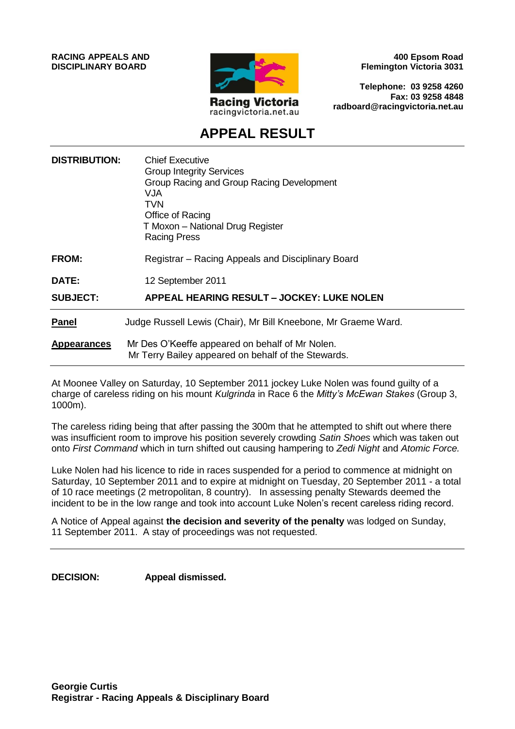**RACING APPEALS AND DISCIPLINARY BOARD**

Racing Victoria
racingvictoria.net.au

**400 Epsom Road**
**Flemington Victoria 3031**

**Telephone: 03 9258 4260**
**Fax: 03 9258 4848**
**radboard@racingvictoria.net.au**

# APPEAL RESULT

**DISTRIBUTION:** Chief Executive
Group Integrity Services
Group Racing and Group Racing Development
VJA
TVN
Office of Racing
T Moxon – National Drug Register
Racing Press

**FROM:** Registrar – Racing Appeals and Disciplinary Board

**DATE:** 12 September 2011

**SUBJECT:** **APPEAL HEARING RESULT – JOCKEY: LUKE NOLEN**

**Panel** Judge Russell Lewis (Chair), Mr Bill Kneebone, Mr Graeme Ward.

**Appearances** Mr Des O'Keeffe appeared on behalf of Mr Nolen.
Mr Terry Bailey appeared on behalf of the Stewards.

At Moonee Valley on Saturday, 10 September 2011 jockey Luke Nolen was found guilty of a charge of careless riding on his mount *Kulgrinda* in Race 6 the *Mitty's McEwan Stakes* (Group 3, 1000m).

The careless riding being that after passing the 300m that he attempted to shift out where there was insufficient room to improve his position severely crowding *Satin Shoes* which was taken out onto *First Command* which in turn shifted out causing hampering to *Zedi Night* and *Atomic Force.*

Luke Nolen had his licence to ride in races suspended for a period to commence at midnight on Saturday, 10 September 2011 and to expire at midnight on Tuesday, 20 September 2011 - a total of 10 race meetings (2 metropolitan, 8 country). In assessing penalty Stewards deemed the incident to be in the low range and took into account Luke Nolen's recent careless riding record.

A Notice of Appeal against **the decision and severity of the penalty** was lodged on Sunday, 11 September 2011. A stay of proceedings was not requested.

**DECISION:** **Appeal dismissed.**

**Georgie Curtis**
**Registrar - Racing Appeals & Disciplinary Board**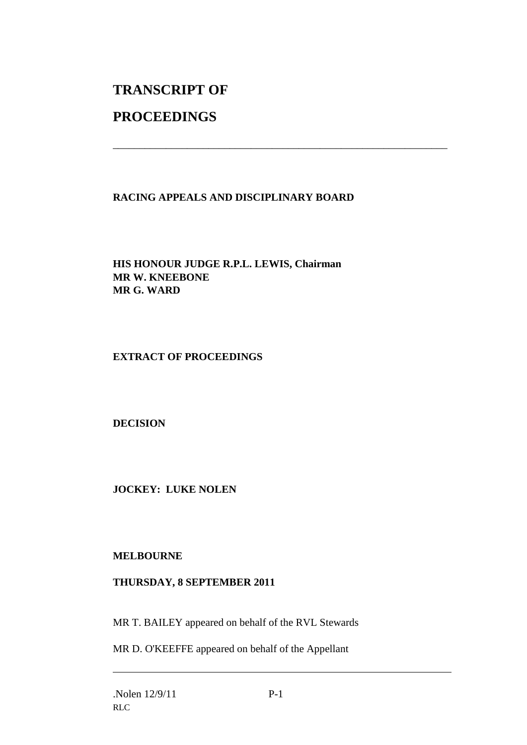# TRANSCRIPT OF PROCEEDINGS

---

**RACING APPEALS AND DISCIPLINARY BOARD**

**HIS HONOUR JUDGE R.P.L. LEWIS, Chairman**
**MR W. KNEEBONE**
**MR G. WARD**

**EXTRACT OF PROCEEDINGS**

**DECISION**

**JOCKEY: LUKE NOLEN**

**MELBOURNE**

**THURSDAY, 8 SEPTEMBER 2011**

MR T. BAILEY appeared on behalf of the RVL Stewards

MR D. O'KEEFFE appeared on behalf of the Appellant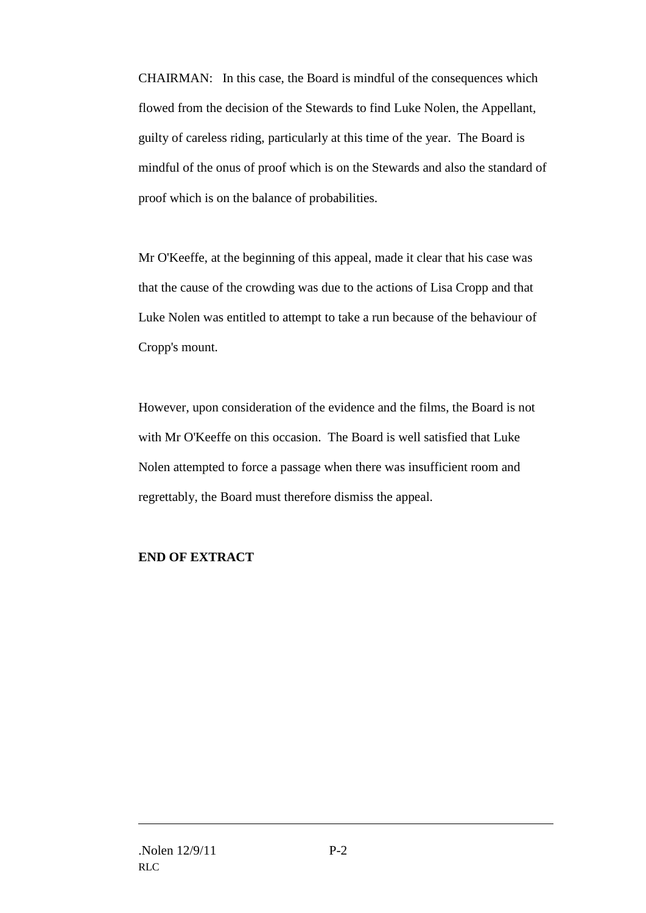CHAIRMAN: In this case, the Board is mindful of the consequences which flowed from the decision of the Stewards to find Luke Nolen, the Appellant, guilty of careless riding, particularly at this time of the year. The Board is mindful of the onus of proof which is on the Stewards and also the standard of proof which is on the balance of probabilities.

Mr O'Keeffe, at the beginning of this appeal, made it clear that his case was that the cause of the crowding was due to the actions of Lisa Cropp and that Luke Nolen was entitled to attempt to take a run because of the behaviour of Cropp's mount.

However, upon consideration of the evidence and the films, the Board is not with Mr O'Keeffe on this occasion. The Board is well satisfied that Luke Nolen attempted to force a passage when there was insufficient room and regrettably, the Board must therefore dismiss the appeal.

**END OF EXTRACT**